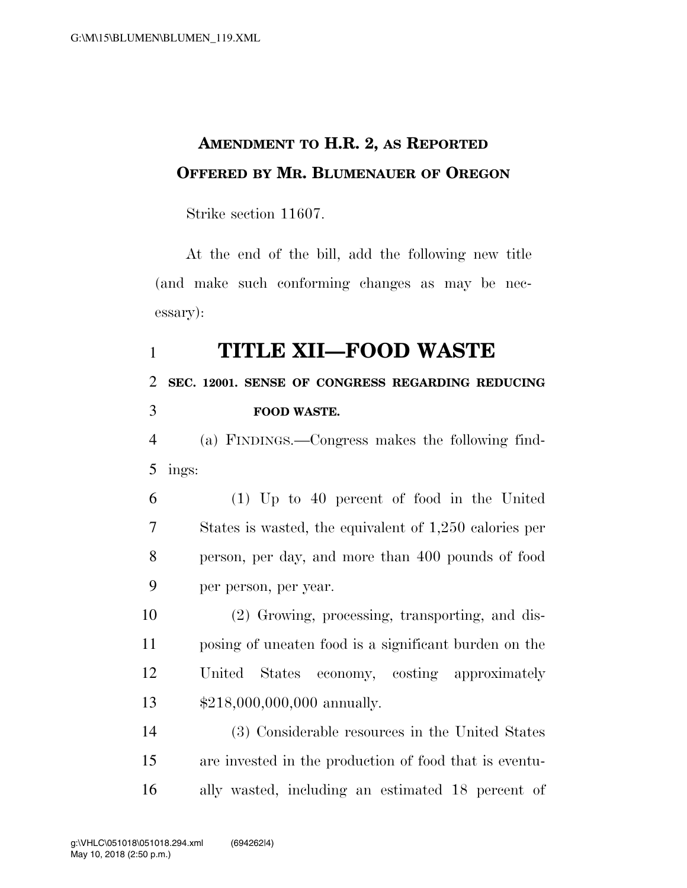**AMENDMENT TO H.R. 2, AS REPORTED**
**OFFERED BY MR. BLUMENAUER OF OREGON**

Strike section 11607.

At the end of the bill, add the following new title (and make such conforming changes as may be necessary):

# TITLE XII—FOOD WASTE

**SEC. 12001. SENSE OF CONGRESS REGARDING REDUCING FOOD WASTE.**

(a) FINDINGS.—Congress makes the following findings:

(1) Up to 40 percent of food in the United States is wasted, the equivalent of 1,250 calories per person, per day, and more than 400 pounds of food per person, per year.

(2) Growing, processing, transporting, and disposing of uneaten food is a significant burden on the United States economy, costing approximately $218,000,000,000 annually.

(3) Considerable resources in the United States are invested in the production of food that is eventually wasted, including an estimated 18 percent of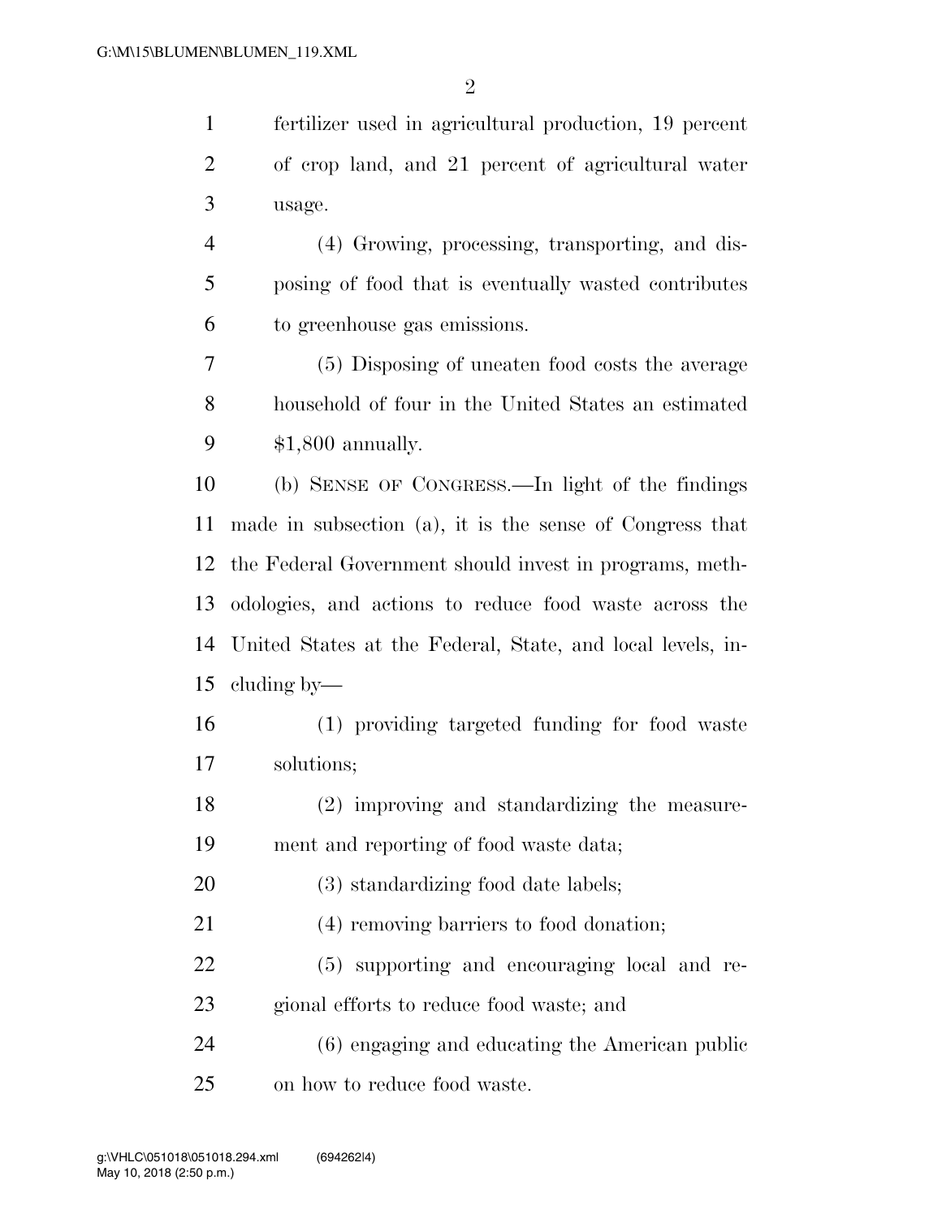fertilizer used in agricultural production, 19 percent of crop land, and 21 percent of agricultural water usage.

(4) Growing, processing, transporting, and disposing of food that is eventually wasted contributes to greenhouse gas emissions.

(5) Disposing of uneaten food costs the average household of four in the United States an estimated $1,800 annually.

(b) SENSE OF CONGRESS.—In light of the findings made in subsection (a), it is the sense of Congress that the Federal Government should invest in programs, methodologies, and actions to reduce food waste across the United States at the Federal, State, and local levels, including by—

(1) providing targeted funding for food waste solutions;

(2) improving and standardizing the measurement and reporting of food waste data;

(3) standardizing food date labels;

(4) removing barriers to food donation;

(5) supporting and encouraging local and regional efforts to reduce food waste; and

(6) engaging and educating the American public on how to reduce food waste.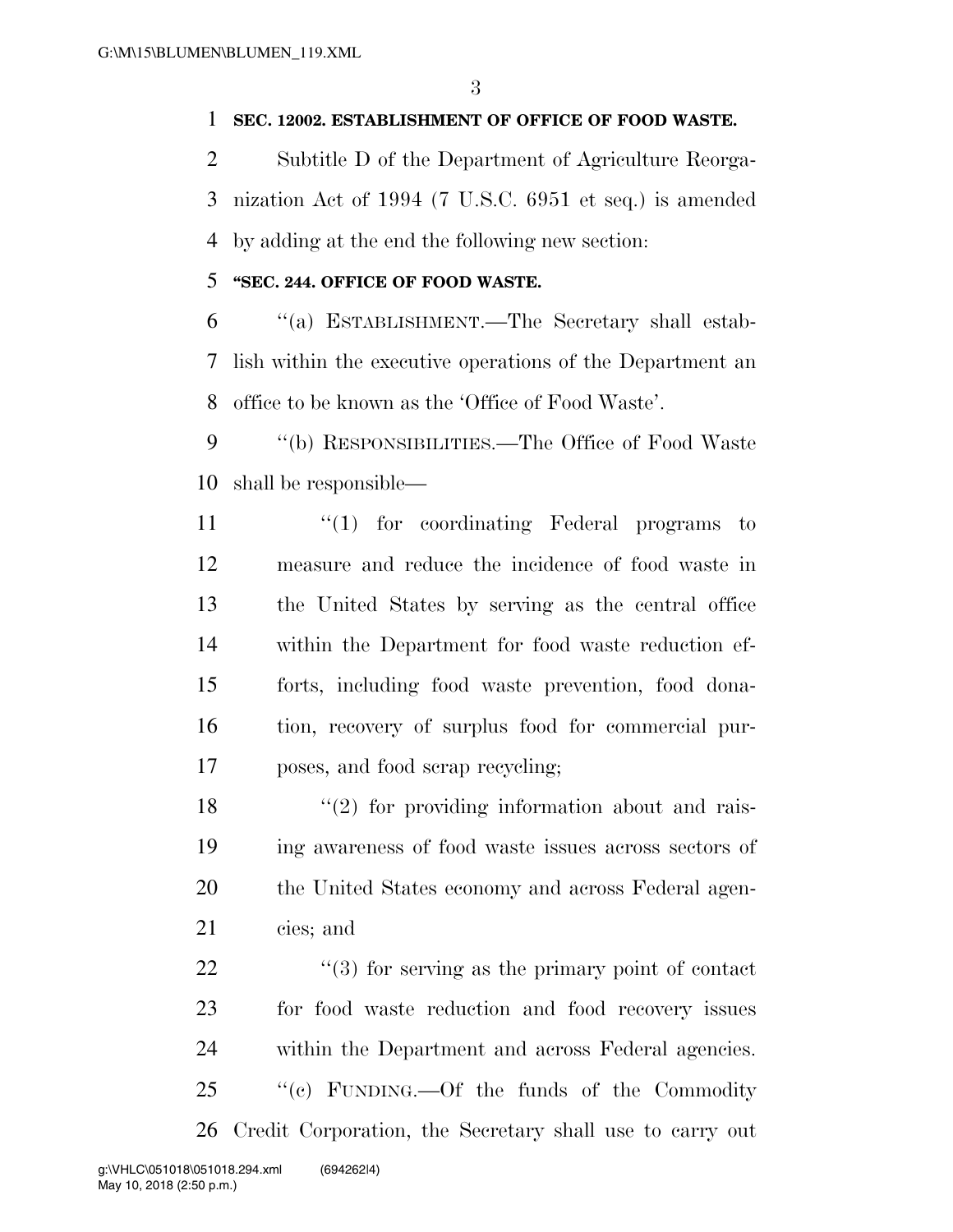**SEC. 12002. ESTABLISHMENT OF OFFICE OF FOOD WASTE.**

Subtitle D of the Department of Agriculture Reorganization Act of 1994 (7 U.S.C. 6951 et seq.) is amended by adding at the end the following new section:

**"SEC. 244. OFFICE OF FOOD WASTE.**

"(a) ESTABLISHMENT.—The Secretary shall establish within the executive operations of the Department an office to be known as the 'Office of Food Waste'.

"(b) RESPONSIBILITIES.—The Office of Food Waste shall be responsible—

"(1) for coordinating Federal programs to measure and reduce the incidence of food waste in the United States by serving as the central office within the Department for food waste reduction efforts, including food waste prevention, food donation, recovery of surplus food for commercial purposes, and food scrap recycling;

"(2) for providing information about and raising awareness of food waste issues across sectors of the United States economy and across Federal agencies; and

"(3) for serving as the primary point of contact for food waste reduction and food recovery issues within the Department and across Federal agencies.

"(c) FUNDING.—Of the funds of the Commodity Credit Corporation, the Secretary shall use to carry out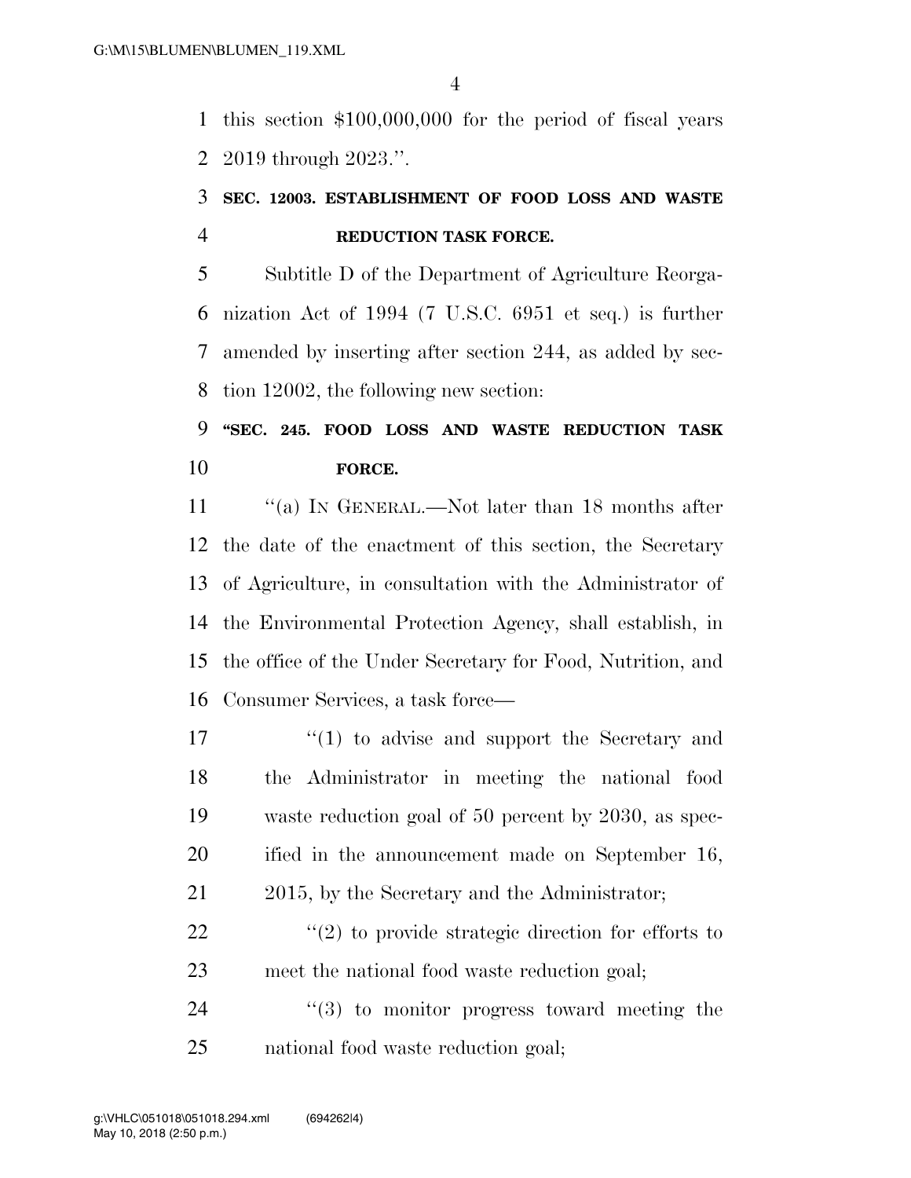this section $100,000,000 for the period of fiscal years 2019 through 2023.''.

**SEC. 12003. ESTABLISHMENT OF FOOD LOSS AND WASTE REDUCTION TASK FORCE.**

Subtitle D of the Department of Agriculture Reorganization Act of 1994 (7 U.S.C. 6951 et seq.) is further amended by inserting after section 244, as added by section 12002, the following new section:

**''SEC. 245. FOOD LOSS AND WASTE REDUCTION TASK FORCE.**

''(a) IN GENERAL.—Not later than 18 months after the date of the enactment of this section, the Secretary of Agriculture, in consultation with the Administrator of the Environmental Protection Agency, shall establish, in the office of the Under Secretary for Food, Nutrition, and Consumer Services, a task force—

''(1) to advise and support the Secretary and the Administrator in meeting the national food waste reduction goal of 50 percent by 2030, as specified in the announcement made on September 16, 2015, by the Secretary and the Administrator;

''(2) to provide strategic direction for efforts to meet the national food waste reduction goal;

''(3) to monitor progress toward meeting the national food waste reduction goal;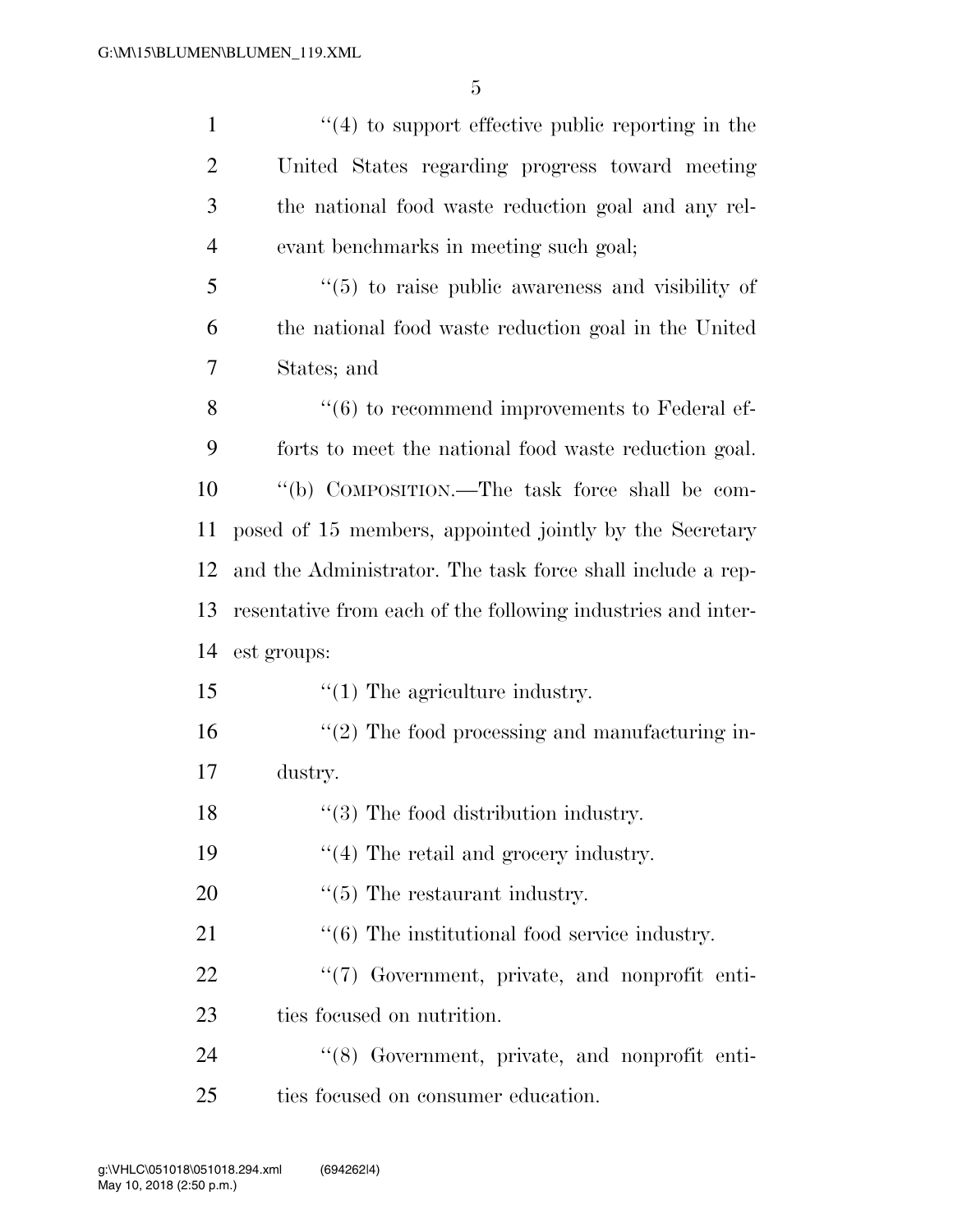''(4) to support effective public reporting in the United States regarding progress toward meeting the national food waste reduction goal and any relevant benchmarks in meeting such goal;

''(5) to raise public awareness and visibility of the national food waste reduction goal in the United States; and

''(6) to recommend improvements to Federal efforts to meet the national food waste reduction goal.

''(b) COMPOSITION.—The task force shall be composed of 15 members, appointed jointly by the Secretary and the Administrator. The task force shall include a representative from each of the following industries and interest groups:

''(1) The agriculture industry.

''(2) The food processing and manufacturing industry.

''(3) The food distribution industry.

''(4) The retail and grocery industry.

''(5) The restaurant industry.

''(6) The institutional food service industry.

''(7) Government, private, and nonprofit entities focused on nutrition.

''(8) Government, private, and nonprofit entities focused on consumer education.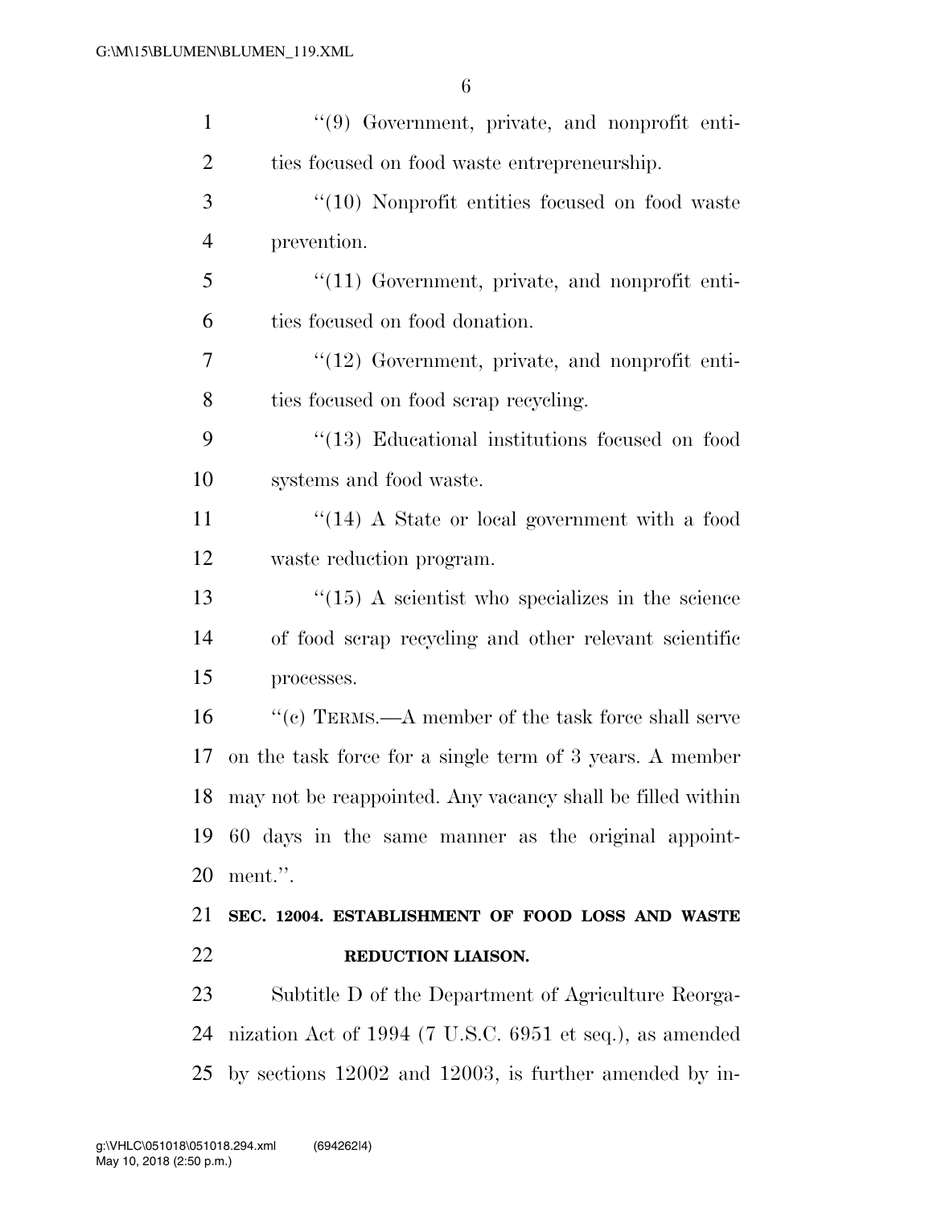"(9) Government, private, and nonprofit entities focused on food waste entrepreneurship.

"(10) Nonprofit entities focused on food waste prevention.

"(11) Government, private, and nonprofit entities focused on food donation.

"(12) Government, private, and nonprofit entities focused on food scrap recycling.

"(13) Educational institutions focused on food systems and food waste.

"(14) A State or local government with a food waste reduction program.

"(15) A scientist who specializes in the science of food scrap recycling and other relevant scientific processes.

"(c) TERMS.—A member of the task force shall serve on the task force for a single term of 3 years. A member may not be reappointed. Any vacancy shall be filled within 60 days in the same manner as the original appointment.".

**SEC. 12004. ESTABLISHMENT OF FOOD LOSS AND WASTE REDUCTION LIAISON.**

Subtitle D of the Department of Agriculture Reorganization Act of 1994 (7 U.S.C. 6951 et seq.), as amended by sections 12002 and 12003, is further amended by in-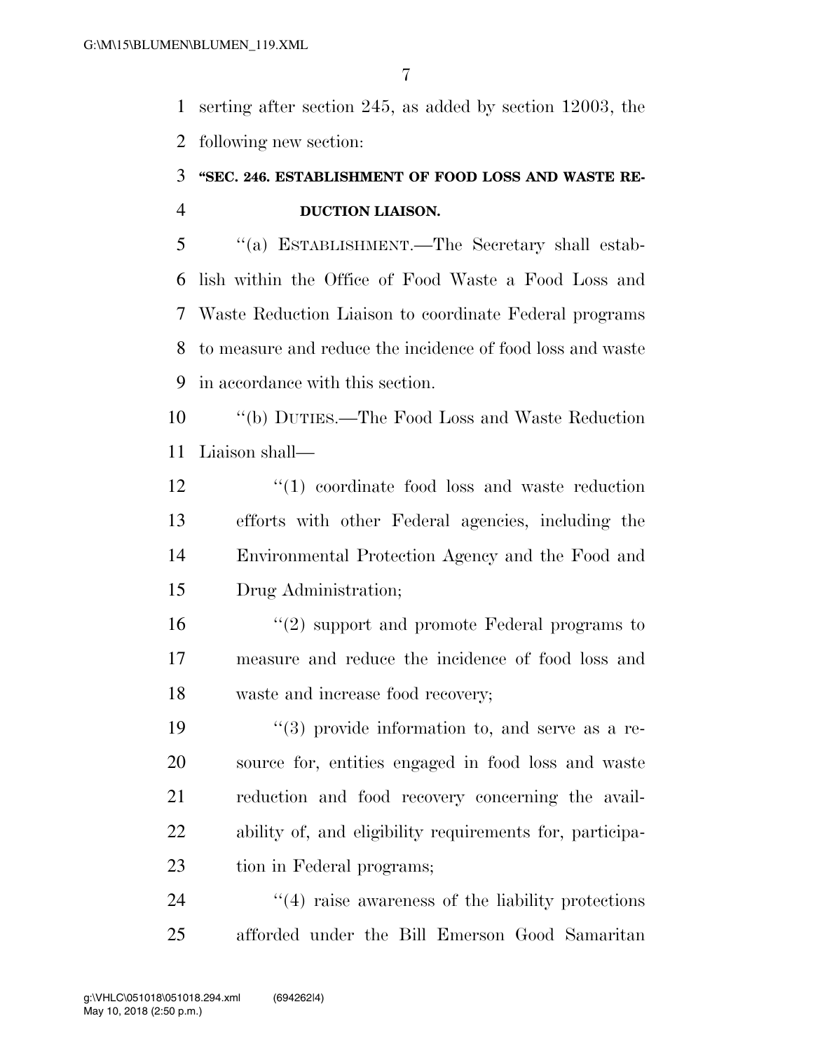serting after section 245, as added by section 12003, the following new section:

**"SEC. 246. ESTABLISHMENT OF FOOD LOSS AND WASTE REDUCTION LIAISON.**

"(a) ESTABLISHMENT.—The Secretary shall establish within the Office of Food Waste a Food Loss and Waste Reduction Liaison to coordinate Federal programs to measure and reduce the incidence of food loss and waste in accordance with this section.

"(b) DUTIES.—The Food Loss and Waste Reduction Liaison shall—

"(1) coordinate food loss and waste reduction efforts with other Federal agencies, including the Environmental Protection Agency and the Food and Drug Administration;

"(2) support and promote Federal programs to measure and reduce the incidence of food loss and waste and increase food recovery;

"(3) provide information to, and serve as a resource for, entities engaged in food loss and waste reduction and food recovery concerning the availability of, and eligibility requirements for, participation in Federal programs;

"(4) raise awareness of the liability protections afforded under the Bill Emerson Good Samaritan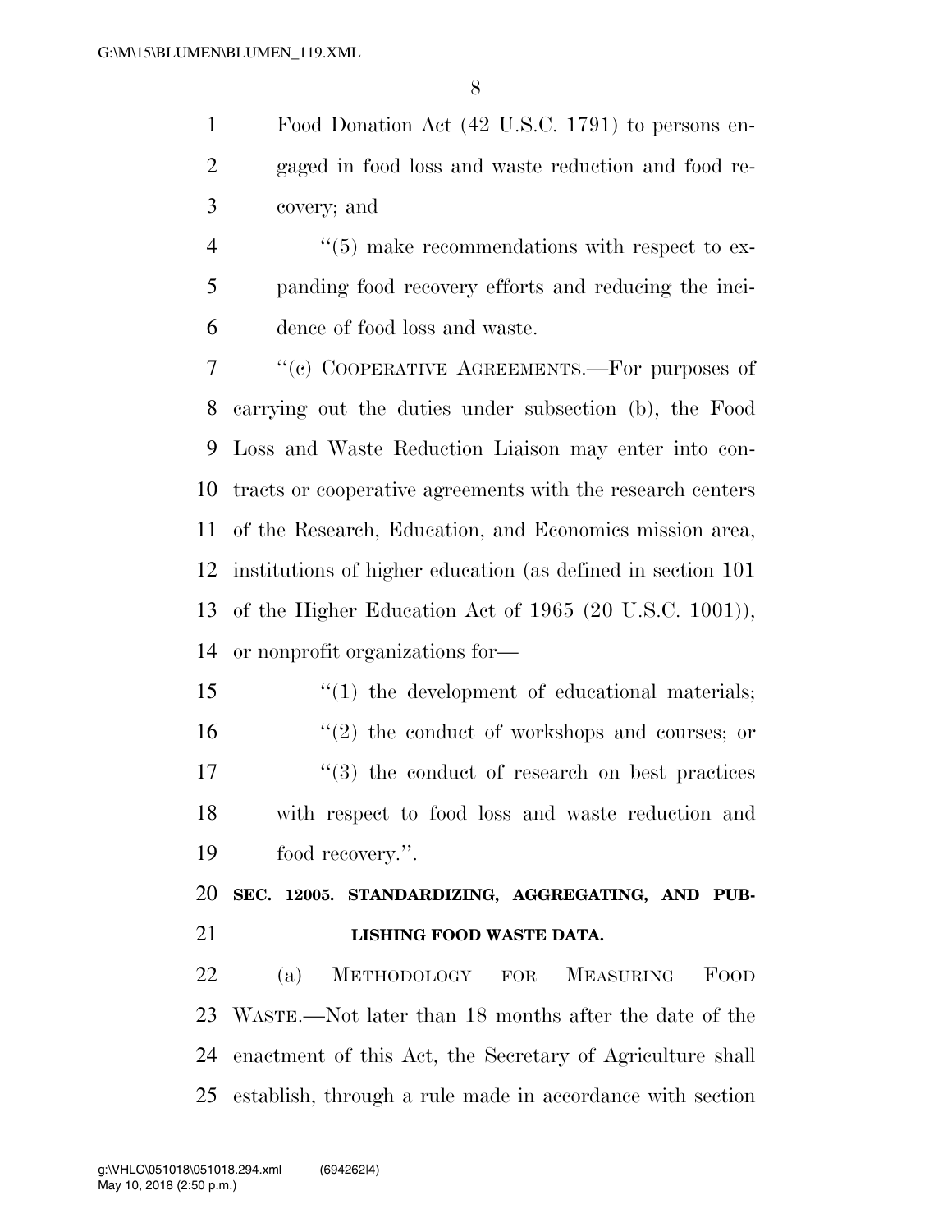Food Donation Act (42 U.S.C. 1791) to persons engaged in food loss and waste reduction and food recovery; and

"(5) make recommendations with respect to expanding food recovery efforts and reducing the incidence of food loss and waste.

"(c) COOPERATIVE AGREEMENTS.—For purposes of carrying out the duties under subsection (b), the Food Loss and Waste Reduction Liaison may enter into contracts or cooperative agreements with the research centers of the Research, Education, and Economics mission area, institutions of higher education (as defined in section 101 of the Higher Education Act of 1965 (20 U.S.C. 1001)), or nonprofit organizations for—

"(1) the development of educational materials;

"(2) the conduct of workshops and courses; or

"(3) the conduct of research on best practices with respect to food loss and waste reduction and food recovery.".

**SEC. 12005. STANDARDIZING, AGGREGATING, AND PUBLISHING FOOD WASTE DATA.**

(a) METHODOLOGY FOR MEASURING FOOD WASTE.—Not later than 18 months after the date of the enactment of this Act, the Secretary of Agriculture shall establish, through a rule made in accordance with section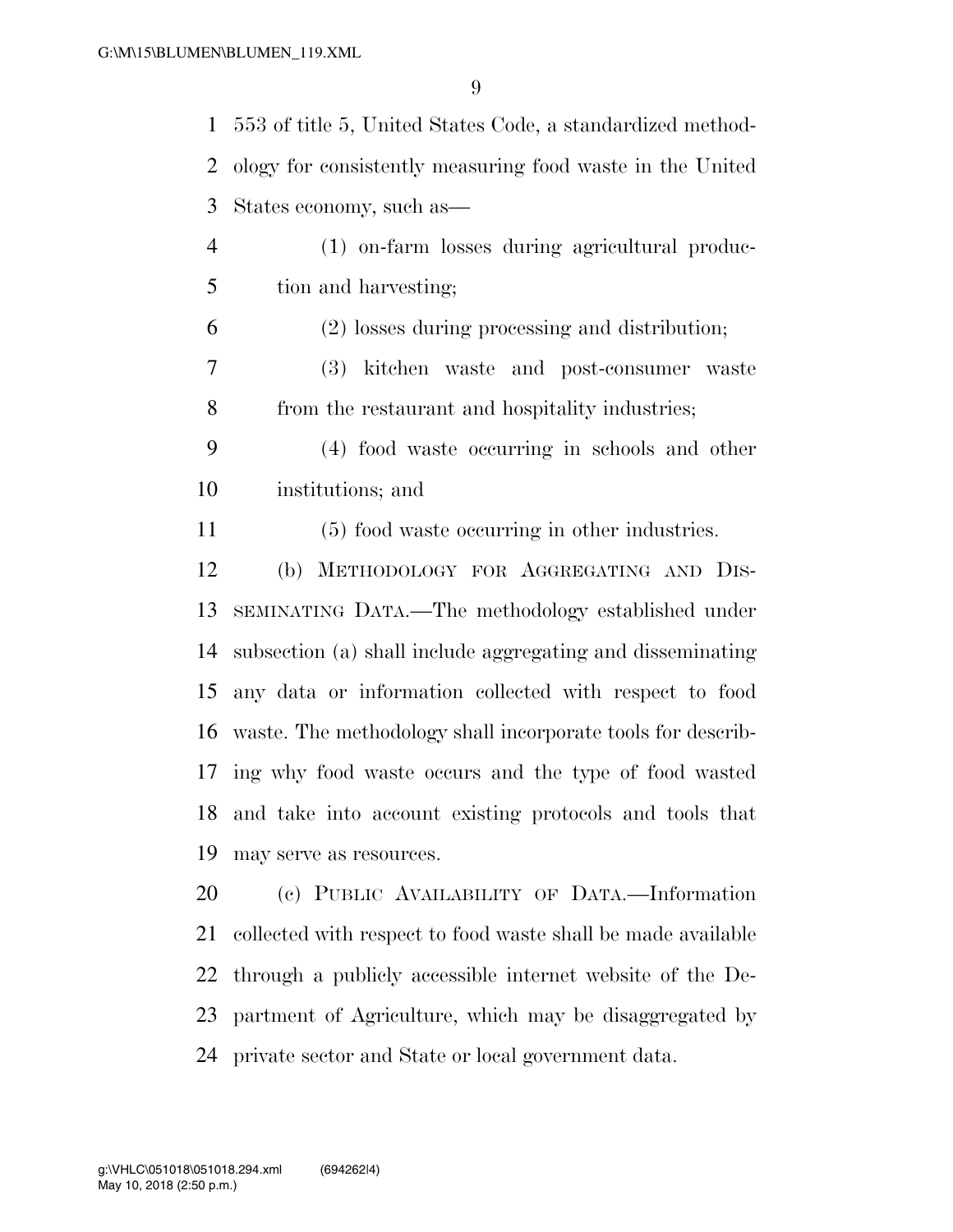553 of title 5, United States Code, a standardized methodology for consistently measuring food waste in the United States economy, such as—

(1) on-farm losses during agricultural production and harvesting;

(2) losses during processing and distribution;

(3) kitchen waste and post-consumer waste from the restaurant and hospitality industries;

(4) food waste occurring in schools and other institutions; and

(5) food waste occurring in other industries.

(b) METHODOLOGY FOR AGGREGATING AND DISSEMINATING DATA.—The methodology established under subsection (a) shall include aggregating and disseminating any data or information collected with respect to food waste. The methodology shall incorporate tools for describing why food waste occurs and the type of food wasted and take into account existing protocols and tools that may serve as resources.

(c) PUBLIC AVAILABILITY OF DATA.—Information collected with respect to food waste shall be made available through a publicly accessible internet website of the Department of Agriculture, which may be disaggregated by private sector and State or local government data.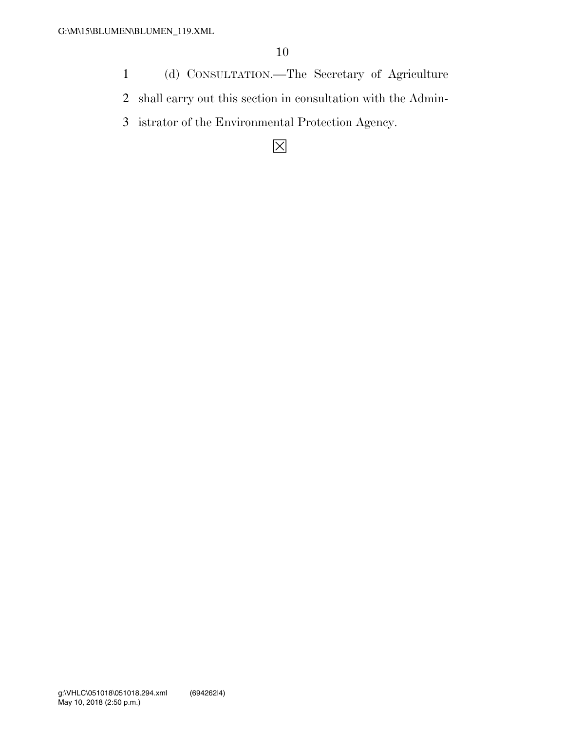(d) CONSULTATION.—The Secretary of Agriculture shall carry out this section in consultation with the Administrator of the Environmental Protection Agency.

☒